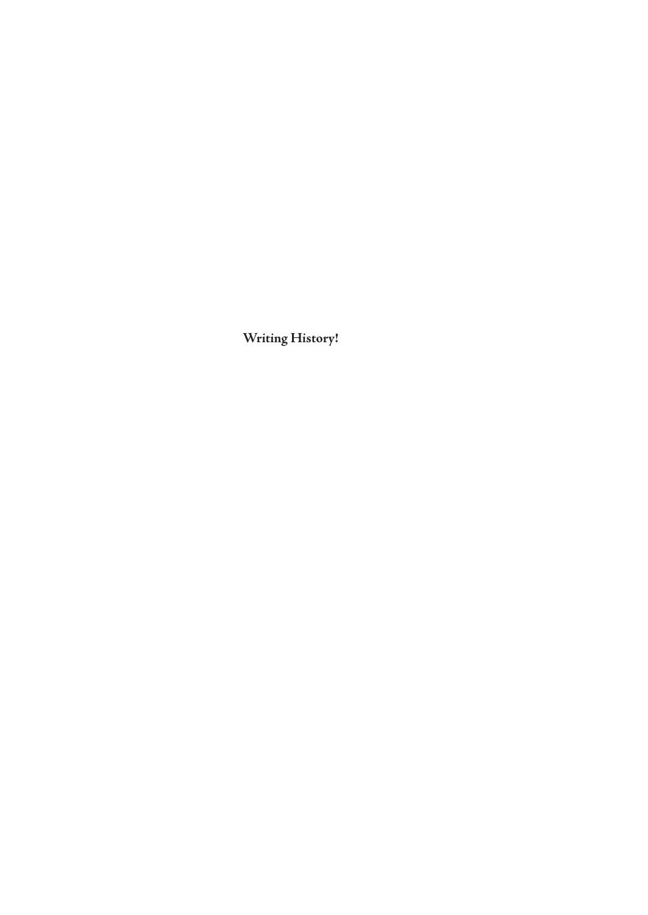**Writing History!**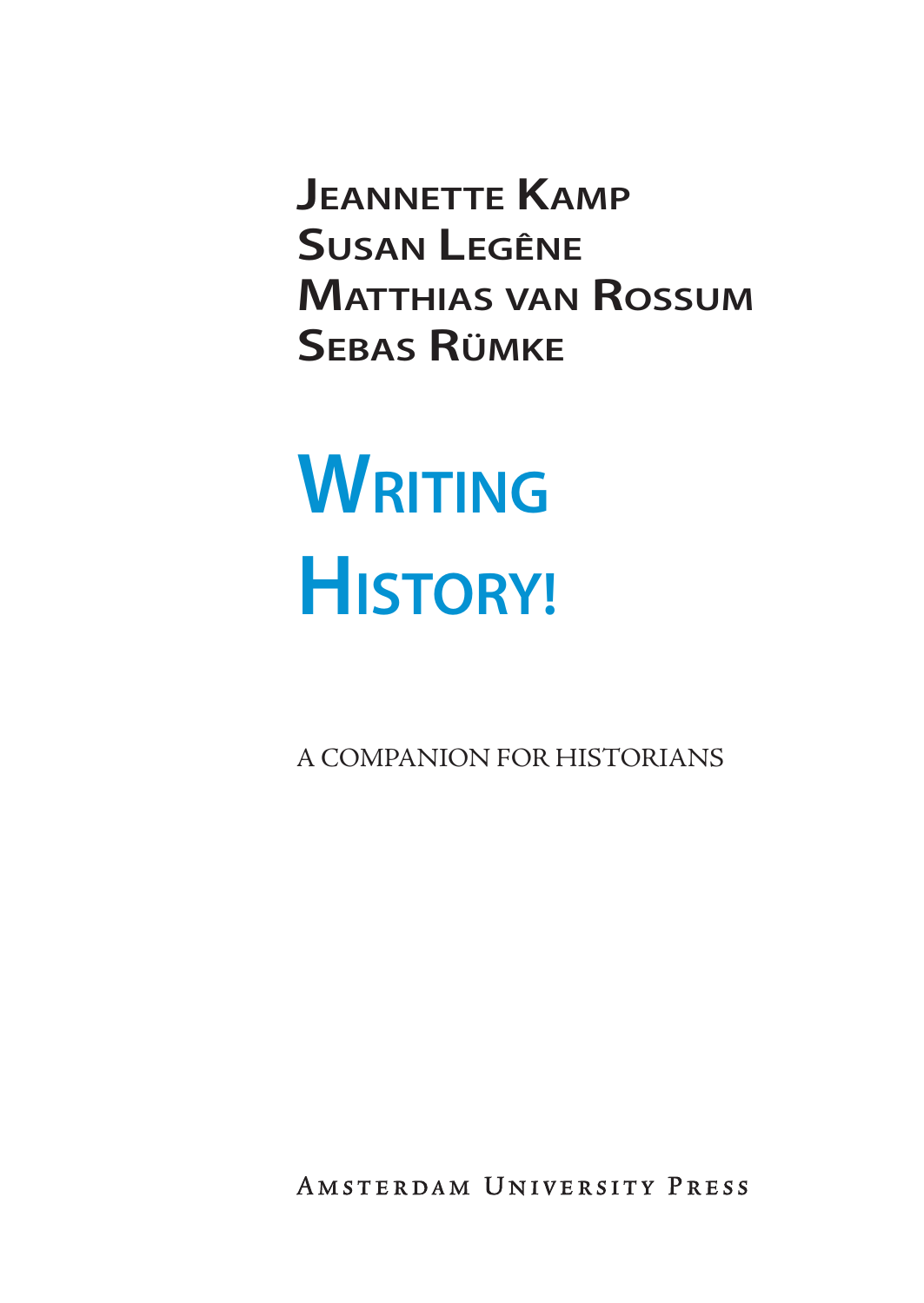Jeannette Kamp
Susan Legêne
Matthias van Rossum
Sebas Rümke

# Writing History!

A COMPANION FOR HISTORIANS

Amsterdam University Press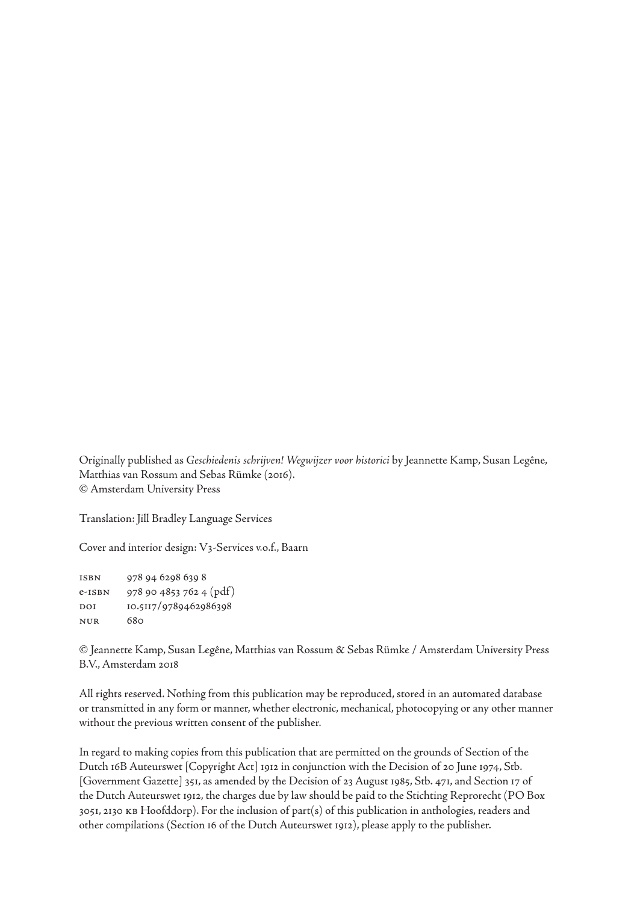Originally published as *Geschiedenis schrijven! Wegwijzer voor historici* by Jeannette Kamp, Susan Legêne, Matthias van Rossum and Sebas Rümke (2016).
© Amsterdam University Press

Translation: Jill Bradley Language Services

Cover and interior design: V3-Services v.o.f., Baarn

| | |
|---|---|
| ISBN | 978 94 6298 639 8 |
| e-ISBN | 978 90 4853 762 4 (pdf) |
| DOI | 10.5117/9789462986398 |
| NUR | 680 |

© Jeannette Kamp, Susan Legêne, Matthias van Rossum & Sebas Rümke / Amsterdam University Press B.V., Amsterdam 2018

All rights reserved. Nothing from this publication may be reproduced, stored in an automated database or transmitted in any form or manner, whether electronic, mechanical, photocopying or any other manner without the previous written consent of the publisher.

In regard to making copies from this publication that are permitted on the grounds of Section of the Dutch 16B Auteurswet [Copyright Act] 1912 in conjunction with the Decision of 20 June 1974, Stb. [Government Gazette] 351, as amended by the Decision of 23 August 1985, Stb. 471, and Section 17 of the Dutch Auteurswet 1912, the charges due by law should be paid to the Stichting Reprorecht (PO Box 3051, 2130 KB Hoofddorp). For the inclusion of part(s) of this publication in anthologies, readers and other compilations (Section 16 of the Dutch Auteurswet 1912), please apply to the publisher.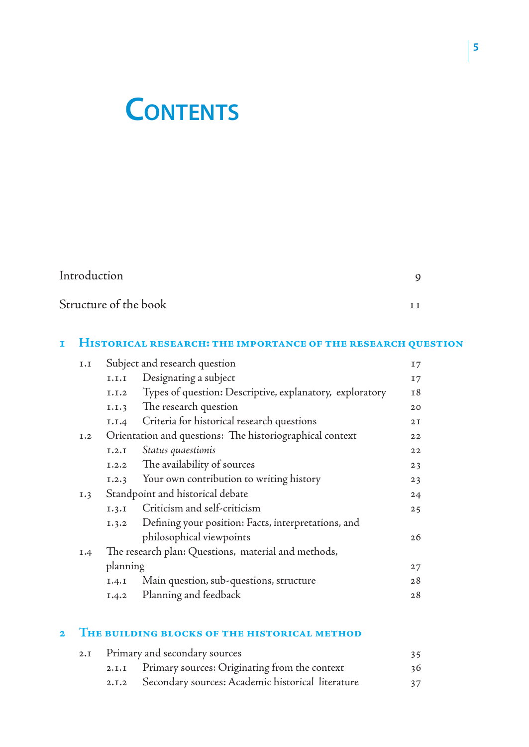# Contents

| | | |
|---|---|---|
| Introduction | | 9 |
| Structure of the book | | 11 |

## 1 Historical research: the importance of the research question

| | | |
|---|---|---|
| 1.1 | Subject and research question | 17 |
| 1.1.1 | Designating a subject | 17 |
| 1.1.2 | Types of question: Descriptive, explanatory, exploratory | 18 |
| 1.1.3 | The research question | 20 |
| 1.1.4 | Criteria for historical research questions | 21 |
| 1.2 | Orientation and questions: The historiographical context | 22 |
| 1.2.1 | *Status quaestionis* | 22 |
| 1.2.2 | The availability of sources | 23 |
| 1.2.3 | Your own contribution to writing history | 23 |
| 1.3 | Standpoint and historical debate | 24 |
| 1.3.1 | Criticism and self-criticism | 25 |
| 1.3.2 | Defining your position: Facts, interpretations, and philosophical viewpoints | 26 |
| 1.4 | The research plan: Questions, material and methods, planning | 27 |
| 1.4.1 | Main question, sub-questions, structure | 28 |
| 1.4.2 | Planning and feedback | 28 |

## 2 The building blocks of the historical method

| | | |
|---|---|---|
| 2.1 | Primary and secondary sources | 35 |
| 2.1.1 | Primary sources: Originating from the context | 36 |
| 2.1.2 | Secondary sources: Academic historical literature | 37 |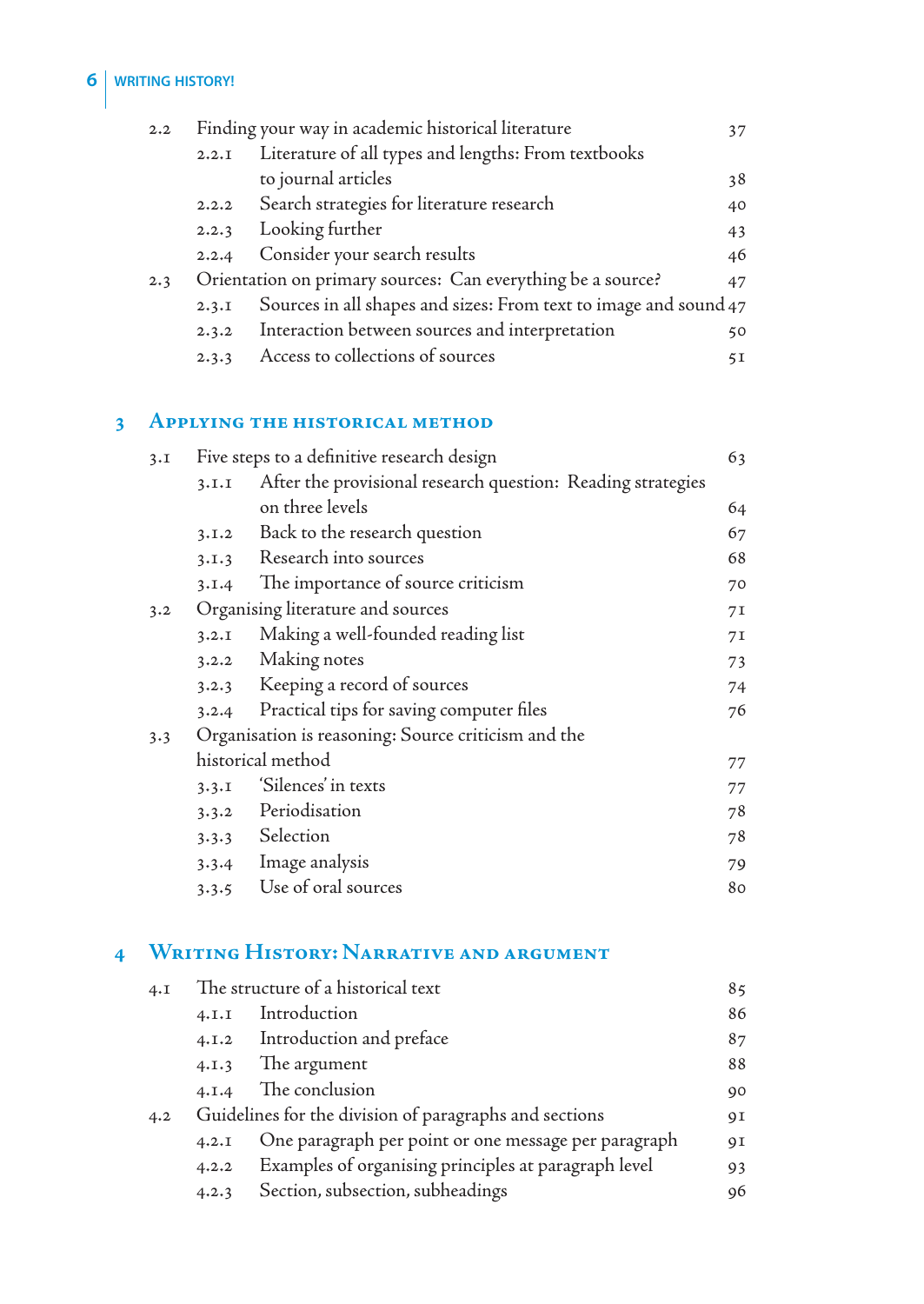| | | |
|---|---|---|
| 2.2 | Finding your way in academic historical literature | 37 |
| 2.2.1 | Literature of all types and lengths: From textbooks to journal articles | 38 |
| 2.2.2 | Search strategies for literature research | 40 |
| 2.2.3 | Looking further | 43 |
| 2.2.4 | Consider your search results | 46 |
| 2.3 | Orientation on primary sources: Can everything be a source? | 47 |
| 2.3.1 | Sources in all shapes and sizes: From text to image and sound | 47 |
| 2.3.2 | Interaction between sources and interpretation | 50 |
| 2.3.3 | Access to collections of sources | 51 |

## 3 Applying the historical method

| | | |
|---|---|---|
| 3.1 | Five steps to a definitive research design | 63 |
| 3.1.1 | After the provisional research question: Reading strategies on three levels | 64 |
| 3.1.2 | Back to the research question | 67 |
| 3.1.3 | Research into sources | 68 |
| 3.1.4 | The importance of source criticism | 70 |
| 3.2 | Organising literature and sources | 71 |
| 3.2.1 | Making a well-founded reading list | 71 |
| 3.2.2 | Making notes | 73 |
| 3.2.3 | Keeping a record of sources | 74 |
| 3.2.4 | Practical tips for saving computer files | 76 |
| 3.3 | Organisation is reasoning: Source criticism and the historical method | 77 |
| 3.3.1 | 'Silences' in texts | 77 |
| 3.3.2 | Periodisation | 78 |
| 3.3.3 | Selection | 78 |
| 3.3.4 | Image analysis | 79 |
| 3.3.5 | Use of oral sources | 80 |

## 4 Writing History: Narrative and argument

| | | |
|---|---|---|
| 4.1 | The structure of a historical text | 85 |
| 4.1.1 | Introduction | 86 |
| 4.1.2 | Introduction and preface | 87 |
| 4.1.3 | The argument | 88 |
| 4.1.4 | The conclusion | 90 |
| 4.2 | Guidelines for the division of paragraphs and sections | 91 |
| 4.2.1 | One paragraph per point or one message per paragraph | 91 |
| 4.2.2 | Examples of organising principles at paragraph level | 93 |
| 4.2.3 | Section, subsection, subheadings | 96 |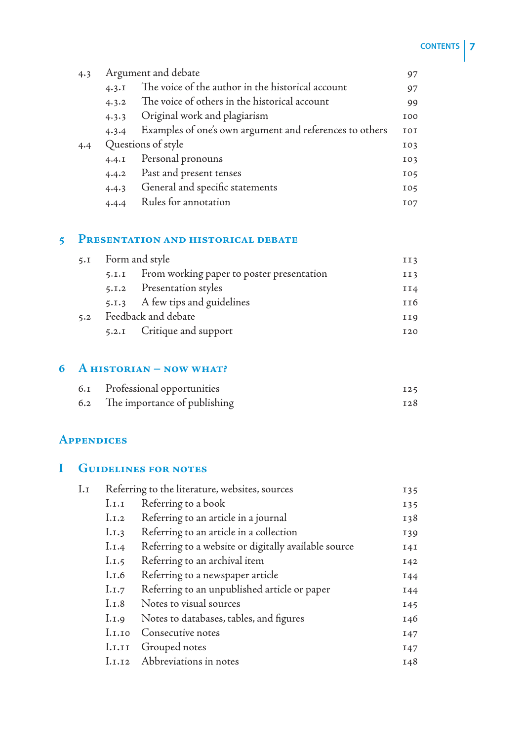| | | |
|---|---|---|
| 4.3 | Argument and debate | 97 |
| 4.3.1 | The voice of the author in the historical account | 97 |
| 4.3.2 | The voice of others in the historical account | 99 |
| 4.3.3 | Original work and plagiarism | 100 |
| 4.3.4 | Examples of one's own argument and references to others | 101 |
| 4.4 | Questions of style | 103 |
| 4.4.1 | Personal pronouns | 103 |
| 4.4.2 | Past and present tenses | 105 |
| 4.4.3 | General and specific statements | 105 |
| 4.4.4 | Rules for annotation | 107 |

## 5 Presentation and historical debate

| | | |
|---|---|---|
| 5.1 | Form and style | 113 |
| 5.1.1 | From working paper to poster presentation | 113 |
| 5.1.2 | Presentation styles | 114 |
| 5.1.3 | A few tips and guidelines | 116 |
| 5.2 | Feedback and debate | 119 |
| 5.2.1 | Critique and support | 120 |

## 6 A historian – now what?

| | | |
|---|---|---|
| 6.1 | Professional opportunities | 125 |
| 6.2 | The importance of publishing | 128 |

## Appendices

## I Guidelines for notes

| | | |
|---|---|---|
| I.1 | Referring to the literature, websites, sources | 135 |
| I.1.1 | Referring to a book | 135 |
| I.1.2 | Referring to an article in a journal | 138 |
| I.1.3 | Referring to an article in a collection | 139 |
| I.1.4 | Referring to a website or digitally available source | 141 |
| I.1.5 | Referring to an archival item | 142 |
| I.1.6 | Referring to a newspaper article | 144 |
| I.1.7 | Referring to an unpublished article or paper | 144 |
| I.1.8 | Notes to visual sources | 145 |
| I.1.9 | Notes to databases, tables, and figures | 146 |
| I.1.10 | Consecutive notes | 147 |
| I.1.11 | Grouped notes | 147 |
| I.1.12 | Abbreviations in notes | 148 |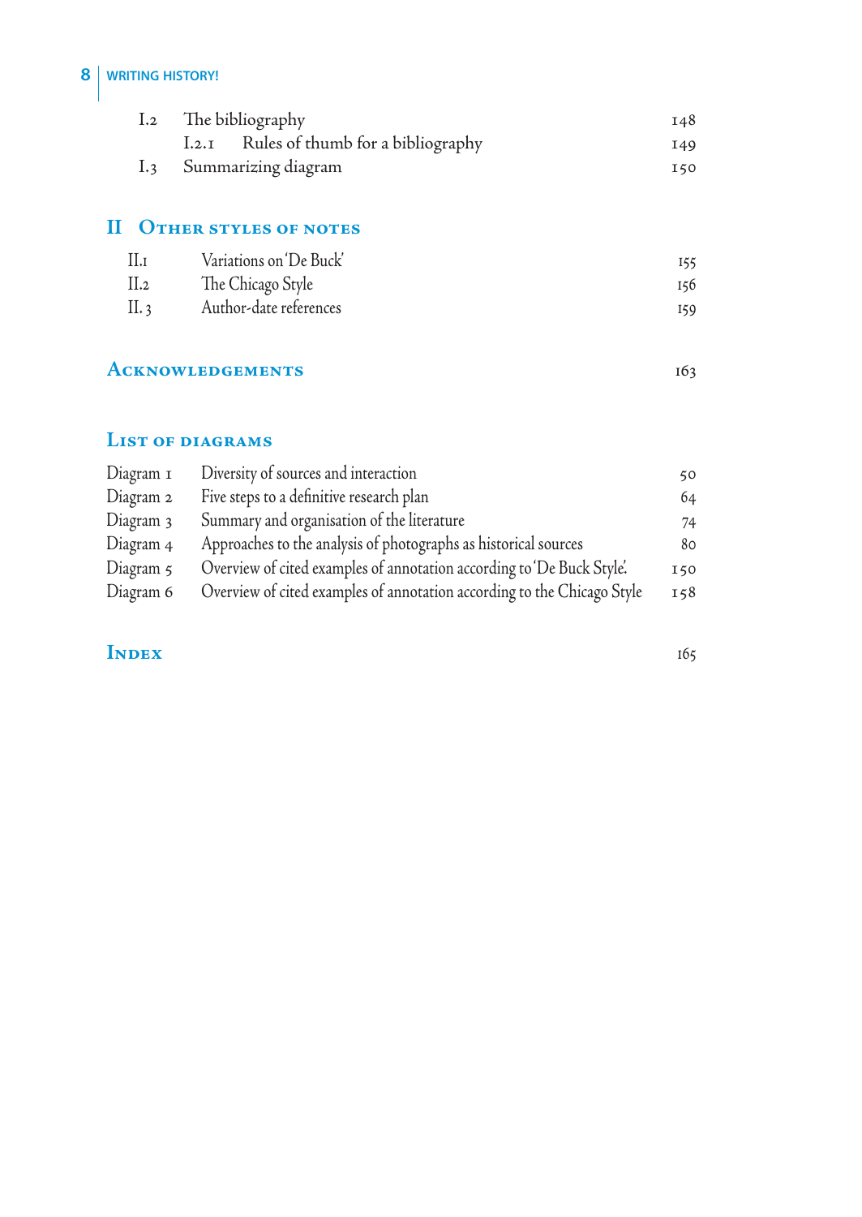| | | |
|---|---|---|
| I.2 | The bibliography | 148 |
| | I.2.1 Rules of thumb for a bibliography | 149 |
| I.3 | Summarizing diagram | 150 |

## II Other styles of notes

| | | |
|---|---|---|
| II.1 | Variations on 'De Buck' | 155 |
| II.2 | The Chicago Style | 156 |
| II. 3 | Author-date references | 159 |

## Acknowledgements 163

## List of diagrams

| | | |
|---|---|---|
| Diagram 1 | Diversity of sources and interaction | 50 |
| Diagram 2 | Five steps to a definitive research plan | 64 |
| Diagram 3 | Summary and organisation of the literature | 74 |
| Diagram 4 | Approaches to the analysis of photographs as historical sources | 80 |
| Diagram 5 | Overview of cited examples of annotation according to 'De Buck Style'. | 150 |
| Diagram 6 | Overview of cited examples of annotation according to the Chicago Style | 158 |

## Index 165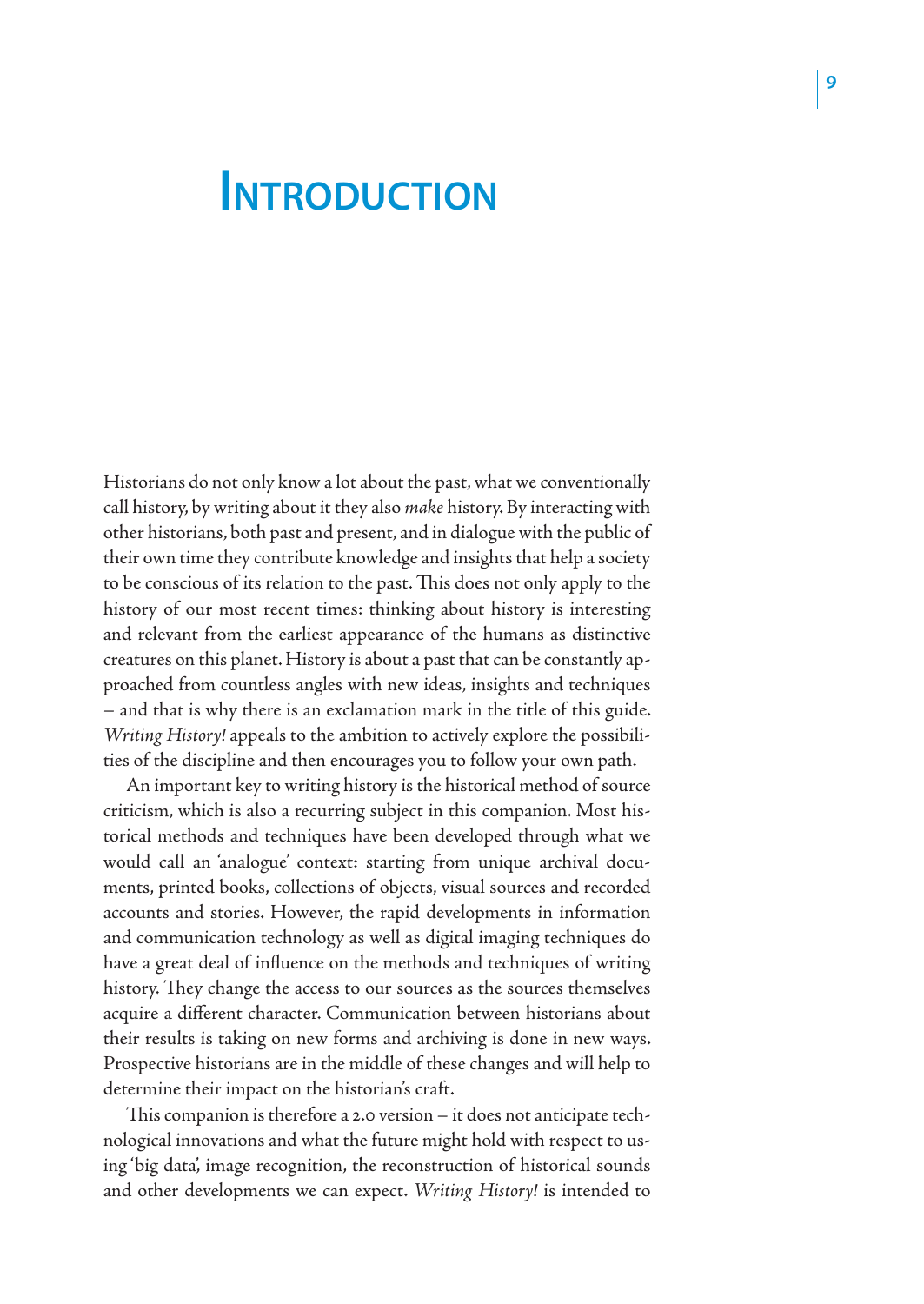# Introduction

Historians do not only know a lot about the past, what we conventionally call history, by writing about it they also *make* history. By interacting with other historians, both past and present, and in dialogue with the public of their own time they contribute knowledge and insights that help a society to be conscious of its relation to the past. This does not only apply to the history of our most recent times: thinking about history is interesting and relevant from the earliest appearance of the humans as distinctive creatures on this planet. History is about a past that can be constantly approached from countless angles with new ideas, insights and techniques – and that is why there is an exclamation mark in the title of this guide. *Writing History!* appeals to the ambition to actively explore the possibilities of the discipline and then encourages you to follow your own path.

An important key to writing history is the historical method of source criticism, which is also a recurring subject in this companion. Most historical methods and techniques have been developed through what we would call an 'analogue' context: starting from unique archival documents, printed books, collections of objects, visual sources and recorded accounts and stories. However, the rapid developments in information and communication technology as well as digital imaging techniques do have a great deal of influence on the methods and techniques of writing history. They change the access to our sources as the sources themselves acquire a different character. Communication between historians about their results is taking on new forms and archiving is done in new ways. Prospective historians are in the middle of these changes and will help to determine their impact on the historian's craft.

This companion is therefore a 2.0 version – it does not anticipate technological innovations and what the future might hold with respect to using 'big data', image recognition, the reconstruction of historical sounds and other developments we can expect. *Writing History!* is intended to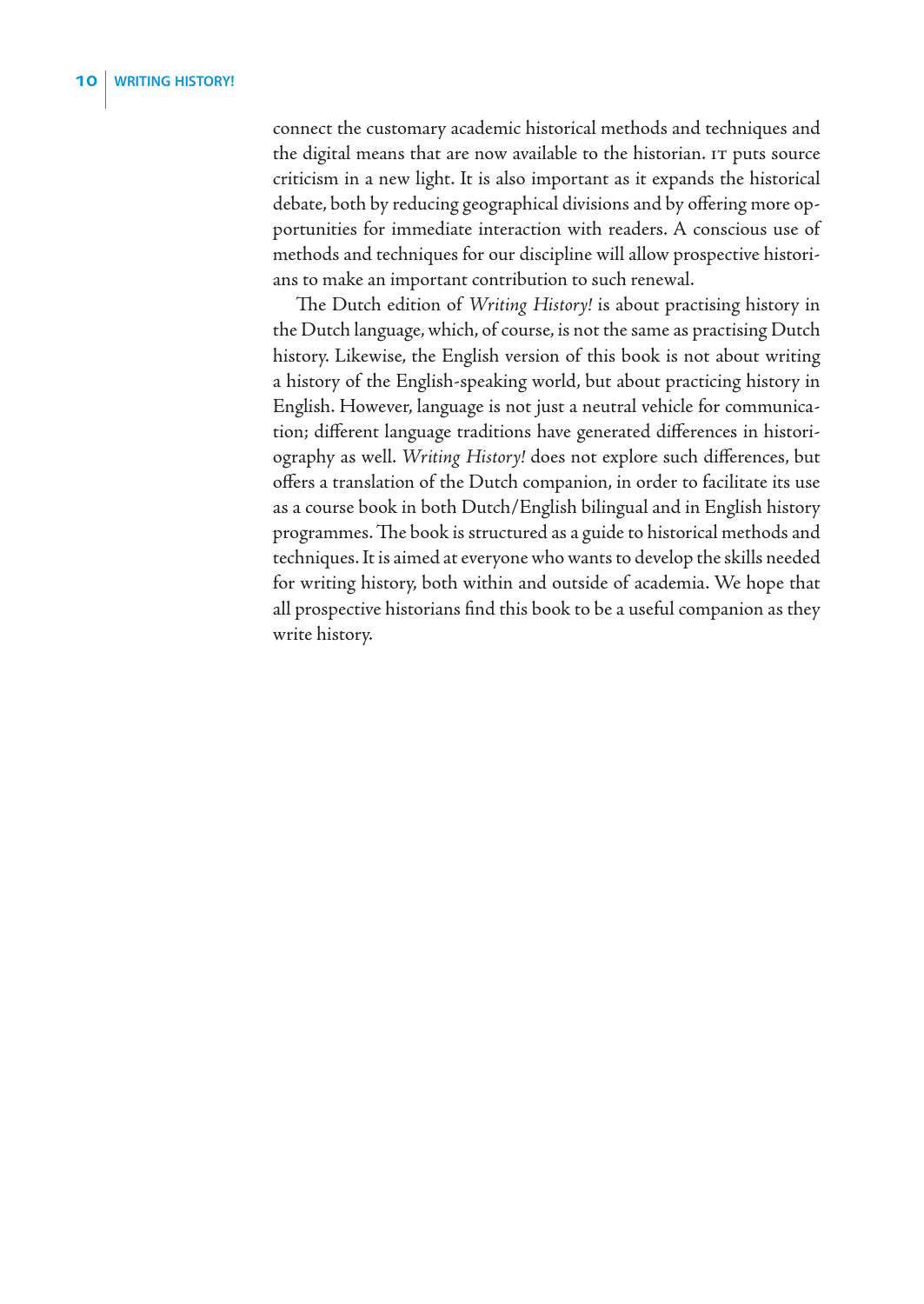connect the customary academic historical methods and techniques and the digital means that are now available to the historian. IT puts source criticism in a new light. It is also important as it expands the historical debate, both by reducing geographical divisions and by offering more opportunities for immediate interaction with readers. A conscious use of methods and techniques for our discipline will allow prospective historians to make an important contribution to such renewal.

The Dutch edition of *Writing History!* is about practising history in the Dutch language, which, of course, is not the same as practising Dutch history. Likewise, the English version of this book is not about writing a history of the English-speaking world, but about practicing history in English. However, language is not just a neutral vehicle for communication; different language traditions have generated differences in historiography as well. *Writing History!* does not explore such differences, but offers a translation of the Dutch companion, in order to facilitate its use as a course book in both Dutch/English bilingual and in English history programmes. The book is structured as a guide to historical methods and techniques. It is aimed at everyone who wants to develop the skills needed for writing history, both within and outside of academia. We hope that all prospective historians find this book to be a useful companion as they write history.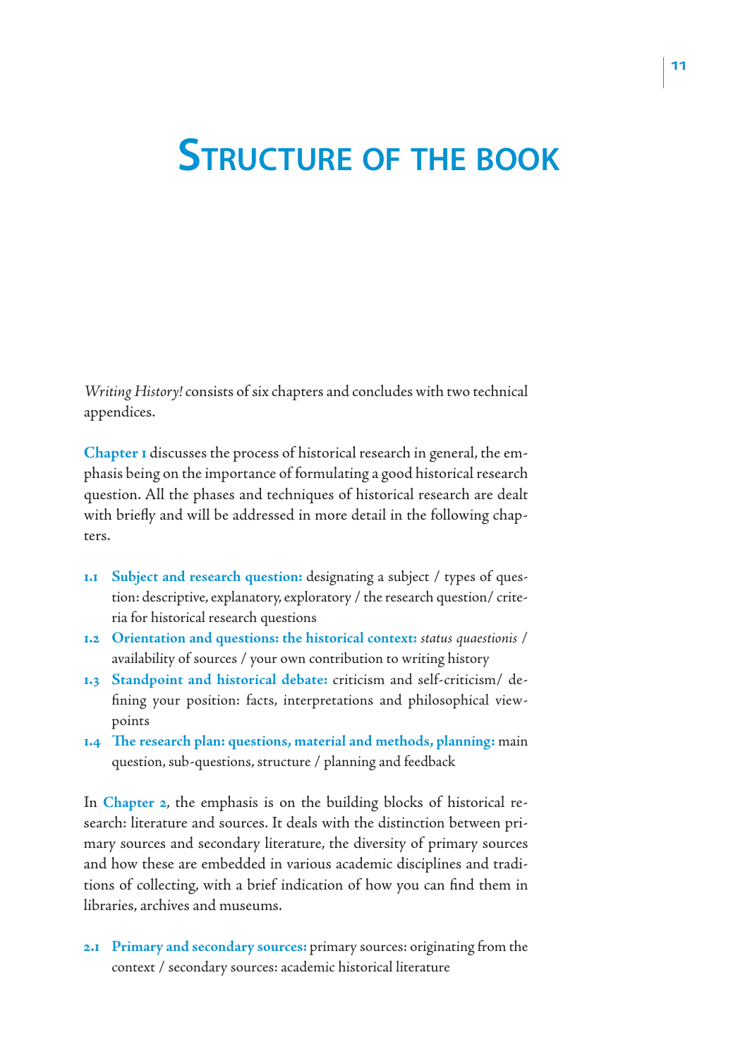# Structure of the book

*Writing History!* consists of six chapters and concludes with two technical appendices.

**Chapter 1** discusses the process of historical research in general, the emphasis being on the importance of formulating a good historical research question. All the phases and techniques of historical research are dealt with briefly and will be addressed in more detail in the following chapters.

- **1.1 Subject and research question:** designating a subject / types of question: descriptive, explanatory, exploratory / the research question/ criteria for historical research questions
- **1.2 Orientation and questions: the historical context:** *status quaestionis* / availability of sources / your own contribution to writing history
- **1.3 Standpoint and historical debate:** criticism and self-criticism/ defining your position: facts, interpretations and philosophical viewpoints
- **1.4 The research plan: questions, material and methods, planning:** main question, sub-questions, structure / planning and feedback

In **Chapter 2**, the emphasis is on the building blocks of historical research: literature and sources. It deals with the distinction between primary sources and secondary literature, the diversity of primary sources and how these are embedded in various academic disciplines and traditions of collecting, with a brief indication of how you can find them in libraries, archives and museums.

- **2.1 Primary and secondary sources:** primary sources: originating from the context / secondary sources: academic historical literature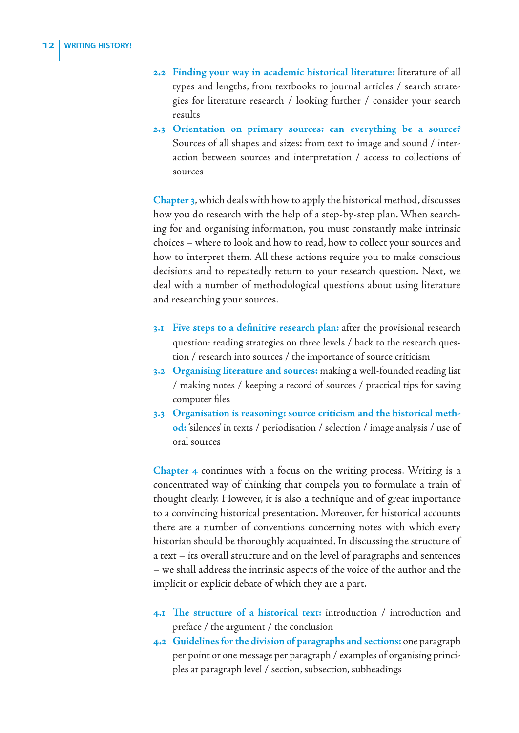- **2.2 Finding your way in academic historical literature:** literature of all types and lengths, from textbooks to journal articles / search strategies for literature research / looking further / consider your search results
- **2.3 Orientation on primary sources: can everything be a source?** Sources of all shapes and sizes: from text to image and sound / interaction between sources and interpretation / access to collections of sources

**Chapter 3**, which deals with how to apply the historical method, discusses how you do research with the help of a step-by-step plan. When searching for and organising information, you must constantly make intrinsic choices – where to look and how to read, how to collect your sources and how to interpret them. All these actions require you to make conscious decisions and to repeatedly return to your research question. Next, we deal with a number of methodological questions about using literature and researching your sources.

- **3.1 Five steps to a definitive research plan:** after the provisional research question: reading strategies on three levels / back to the research question / research into sources / the importance of source criticism
- **3.2 Organising literature and sources:** making a well-founded reading list / making notes / keeping a record of sources / practical tips for saving computer files
- **3.3 Organisation is reasoning: source criticism and the historical method:** 'silences' in texts / periodisation / selection / image analysis / use of oral sources

**Chapter 4** continues with a focus on the writing process. Writing is a concentrated way of thinking that compels you to formulate a train of thought clearly. However, it is also a technique and of great importance to a convincing historical presentation. Moreover, for historical accounts there are a number of conventions concerning notes with which every historian should be thoroughly acquainted. In discussing the structure of a text – its overall structure and on the level of paragraphs and sentences – we shall address the intrinsic aspects of the voice of the author and the implicit or explicit debate of which they are a part.

- **4.1 The structure of a historical text:** introduction / introduction and preface / the argument / the conclusion
- **4.2 Guidelines for the division of paragraphs and sections:** one paragraph per point or one message per paragraph / examples of organising principles at paragraph level / section, subsection, subheadings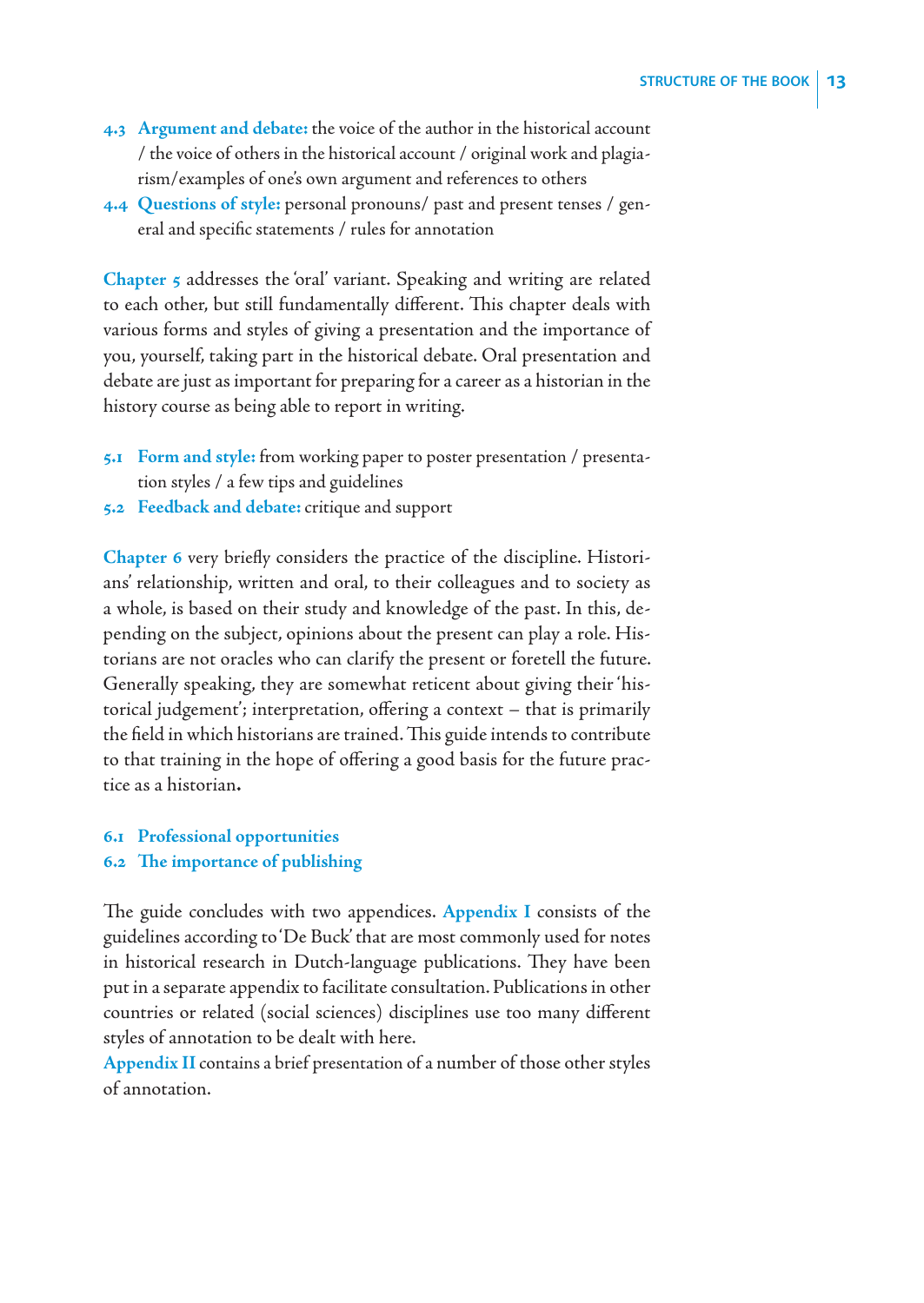**4.3 Argument and debate:** the voice of the author in the historical account / the voice of others in the historical account / original work and plagiarism/examples of one's own argument and references to others

**4.4 Questions of style:** personal pronouns/ past and present tenses / general and specific statements / rules for annotation

**Chapter 5** addresses the 'oral' variant. Speaking and writing are related to each other, but still fundamentally different. This chapter deals with various forms and styles of giving a presentation and the importance of you, yourself, taking part in the historical debate. Oral presentation and debate are just as important for preparing for a career as a historian in the history course as being able to report in writing.

**5.1 Form and style:** from working paper to poster presentation / presentation styles / a few tips and guidelines

**5.2 Feedback and debate:** critique and support

**Chapter 6** very briefly considers the practice of the discipline. Historians' relationship, written and oral, to their colleagues and to society as a whole, is based on their study and knowledge of the past. In this, depending on the subject, opinions about the present can play a role. Historians are not oracles who can clarify the present or foretell the future. Generally speaking, they are somewhat reticent about giving their 'historical judgement'; interpretation, offering a context – that is primarily the field in which historians are trained. This guide intends to contribute to that training in the hope of offering a good basis for the future practice as a historian**.**

**6.1 Professional opportunities**

**6.2 The importance of publishing**

The guide concludes with two appendices. **Appendix I** consists of the guidelines according to 'De Buck' that are most commonly used for notes in historical research in Dutch-language publications. They have been put in a separate appendix to facilitate consultation. Publications in other countries or related (social sciences) disciplines use too many different styles of annotation to be dealt with here.

**Appendix II** contains a brief presentation of a number of those other styles of annotation.